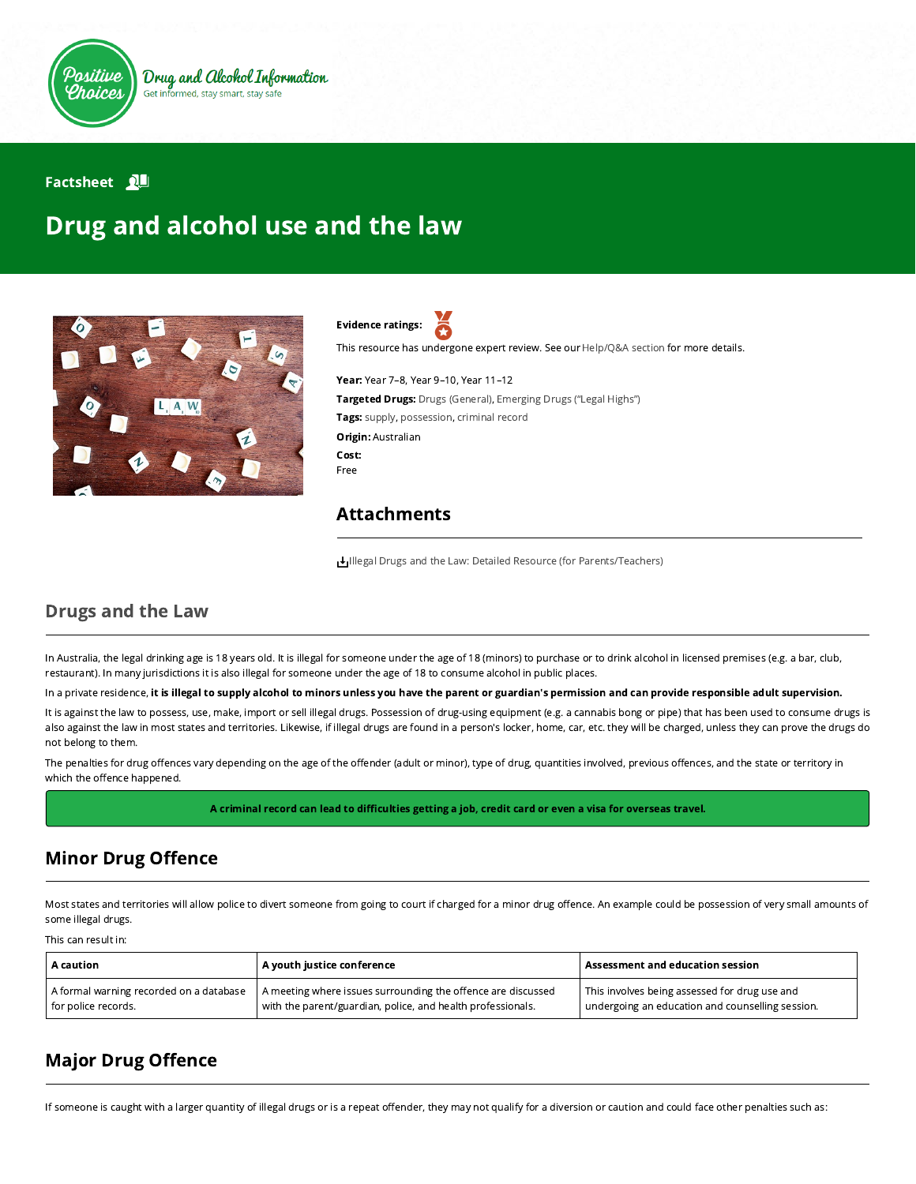Positive Choices
Drug and Alcohol Information
Get informed, stay smart, stay safe

Factsheet

# Drug and alcohol use and the law

**Evidence ratings:**

This resource has undergone expert review. See our Help/Q&A section for more details.

**Year:** Year 7–8, Year 9–10, Year 11–12

**Targeted Drugs:** Drugs (General), Emerging Drugs ("Legal Highs")

**Tags:** supply, possession, criminal record

**Origin:** Australian

**Cost:**
Free

## Attachments

Illegal Drugs and the Law: Detailed Resource (for Parents/Teachers)

## Drugs and the Law

In Australia, the legal drinking age is 18 years old. It is illegal for someone under the age of 18 (minors) to purchase or to drink alcohol in licensed premises (e.g. a bar, club, restaurant). In many jurisdictions it is also illegal for someone under the age of 18 to consume alcohol in public places.

In a private residence, **it is illegal to supply alcohol to minors unless you have the parent or guardian's permission and can provide responsible adult supervision.**

It is against the law to possess, use, make, import or sell illegal drugs. Possession of drug-using equipment (e.g. a cannabis bong or pipe) that has been used to consume drugs is also against the law in most states and territories. Likewise, if illegal drugs are found in a person's locker, home, car, etc. they will be charged, unless they can prove the drugs do not belong to them.

The penalties for drug offences vary depending on the age of the offender (adult or minor), type of drug, quantities involved, previous offences, and the state or territory in which the offence happened.

**A criminal record can lead to difficulties getting a job, credit card or even a visa for overseas travel.**

## Minor Drug Offence

Most states and territories will allow police to divert someone from going to court if charged for a minor drug offence. An example could be possession of very small amounts of some illegal drugs.

This can result in:

| A caution | A youth justice conference | Assessment and education session |
|---|---|---|
| A formal warning recorded on a database for police records. | A meeting where issues surrounding the offence are discussed with the parent/guardian, police, and health professionals. | This involves being assessed for drug use and undergoing an education and counselling session. |

## Major Drug Offence

If someone is caught with a larger quantity of illegal drugs or is a repeat offender, they may not qualify for a diversion or caution and could face other penalties such as: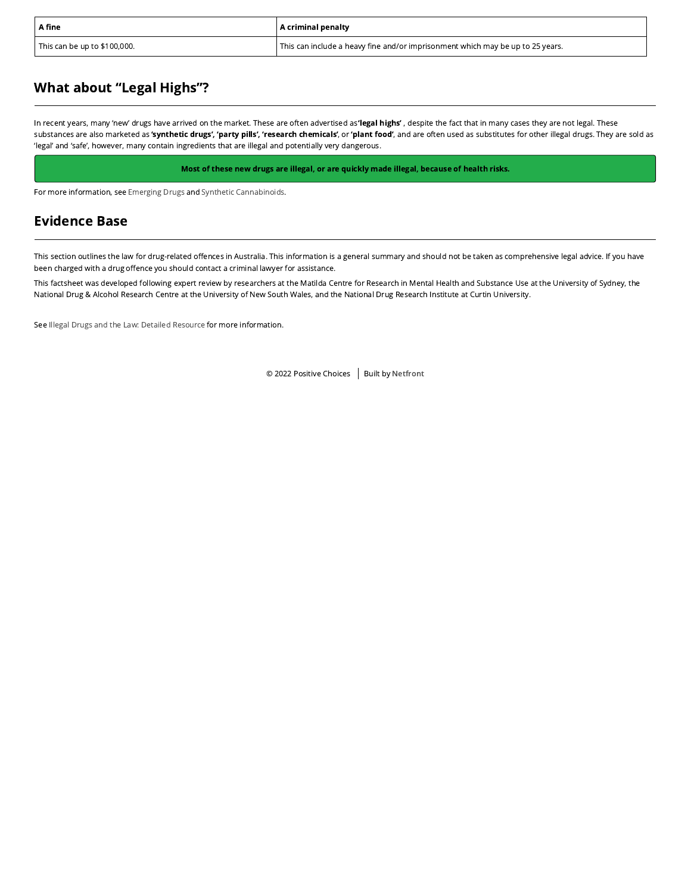| A fine | A criminal penalty |
| --- | --- |
| This can be up to $100,000. | This can include a heavy fine and/or imprisonment which may be up to 25 years. |

## What about "Legal Highs"?

In recent years, many 'new' drugs have arrived on the market. These are often advertised as **'legal highs'** , despite the fact that in many cases they are not legal. These substances are also marketed as **'synthetic drugs', 'party pills', 'research chemicals'**, or **'plant food'**, and are often used as substitutes for other illegal drugs. They are sold as 'legal' and 'safe', however, many contain ingredients that are illegal and potentially very dangerous.

**Most of these new drugs are illegal, or are quickly made illegal, because of health risks.**

For more information, see Emerging Drugs and Synthetic Cannabinoids.

## Evidence Base

This section outlines the law for drug-related offences in Australia. This information is a general summary and should not be taken as comprehensive legal advice. If you have been charged with a drug offence you should contact a criminal lawyer for assistance.

This factsheet was developed following expert review by researchers at the Matilda Centre for Research in Mental Health and Substance Use at the University of Sydney, the National Drug & Alcohol Research Centre at the University of New South Wales, and the National Drug Research Institute at Curtin University.

See Illegal Drugs and the Law: Detailed Resource for more information.

© 2022 Positive Choices | Built by Netfront